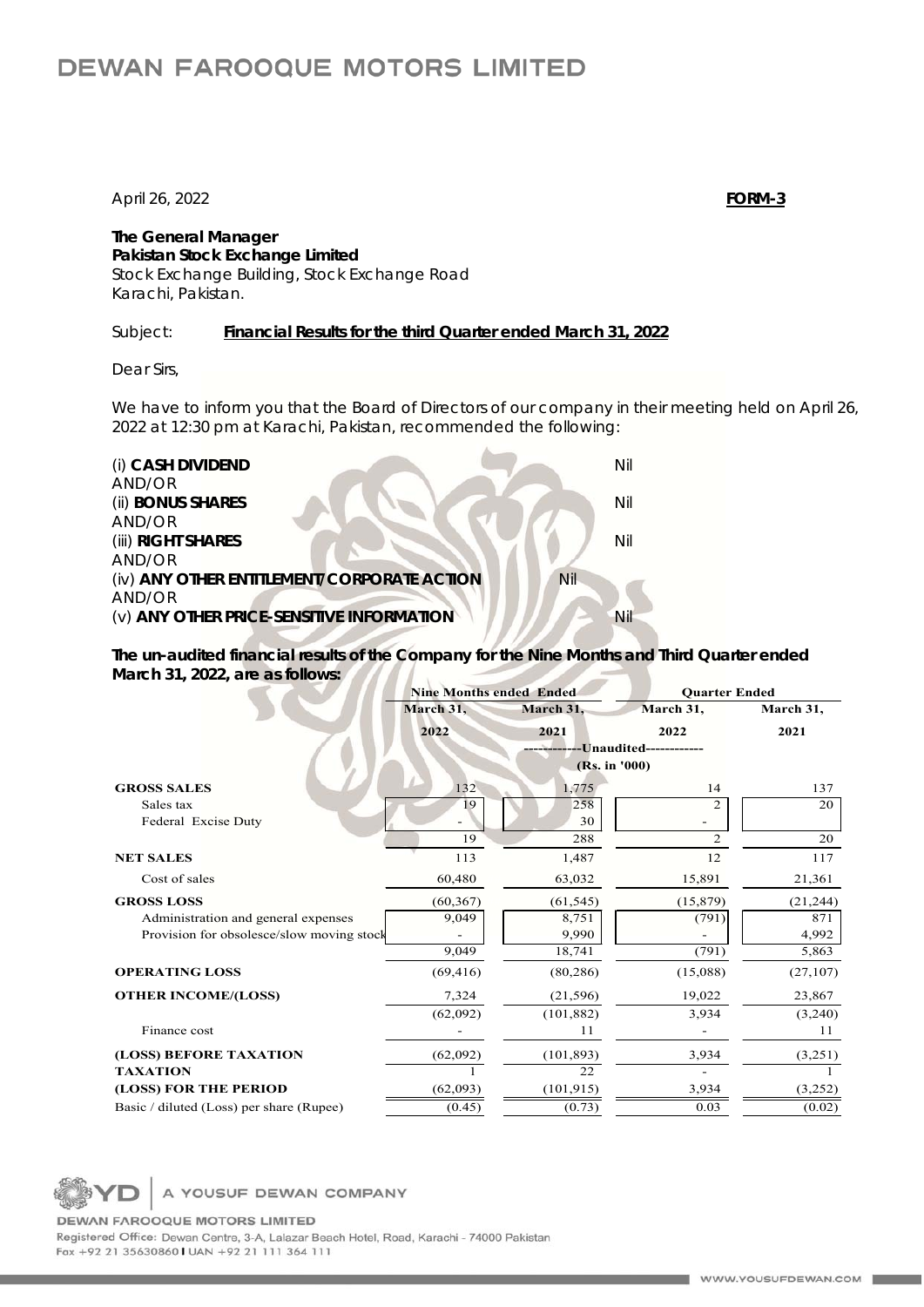# DEWAN FAROOQUE MOTORS LIMITED

April 26, 2022 **FORM-3**

**The General Manager**
**Pakistan Stock Exchange Limited**
Stock Exchange Building, Stock Exchange Road
Karachi, Pakistan.

Subject: **Financial Results for the third Quarter ended March 31, 2022**

Dear Sirs,

We have to inform you that the Board of Directors of our company in their meeting held on April 26, 2022 at 12:30 pm at Karachi, Pakistan, recommended the following:

(i) **CASH DIVIDEND** Nil
AND/OR
(ii) **BONUS SHARES** Nil
AND/OR
(iii) **RIGHT SHARES** Nil
AND/OR
(iv) **ANY OTHER ENTITLEMENT/CORPORATE ACTION** Nil
AND/OR
(v) **ANY OTHER PRICE-SENSITIVE INFORMATION** Nil

**The un-audited financial results of the Company for the Nine Months and Third Quarter ended March 31, 2022, are as follows:**

| | Nine Months ended Ended | | Quarter Ended | |
|---|---|---|---|---|
| | March 31, 2022 | March 31, 2021 | March 31, 2022 | March 31, 2021 |
| | ------------Unaudited------------ (Rs. in '000) | | | |
| **GROSS SALES** | 132 | 1,775 | 14 | 137 |
| Sales tax | 19 | 258 | 2 | 20 |
| Federal Excise Duty | - | 30 | - | |
| | 19 | 288 | 2 | 20 |
| **NET SALES** | 113 | 1,487 | 12 | 117 |
| Cost of sales | 60,480 | 63,032 | 15,891 | 21,361 |
| **GROSS LOSS** | (60,367) | (61,545) | (15,879) | (21,244) |
| Administration and general expenses | 9,049 | 8,751 | (791) | 871 |
| Provision for obsolesce/slow moving stock | - | 9,990 | - | 4,992 |
| | 9,049 | 18,741 | (791) | 5,863 |
| **OPERATING LOSS** | (69,416) | (80,286) | (15,088) | (27,107) |
| **OTHER INCOME/(LOSS)** | 7,324 | (21,596) | 19,022 | 23,867 |
| | (62,092) | (101,882) | 3,934 | (3,240) |
| Finance cost | - | 11 | - | 11 |
| **(LOSS) BEFORE TAXATION** | (62,092) | (101,893) | 3,934 | (3,251) |
| **TAXATION** | 1 | 22 | - | 1 |
| **(LOSS) FOR THE PERIOD** | (62,093) | (101,915) | 3,934 | (3,252) |
| Basic / diluted (Loss) per share (Rupee) | (0.45) | (0.73) | 0.03 | (0.02) |

YD | A YOUSUF DEWAN COMPANY

DEWAN FAROOQUE MOTORS LIMITED
Registered Office: Dewan Centre, 3-A, Lalazar Beach Hotel, Road, Karachi - 74000 Pakistan
Fax +92 21 35630860 I UAN +92 21 111 364 111

WWW.YOUSUFDEWAN.COM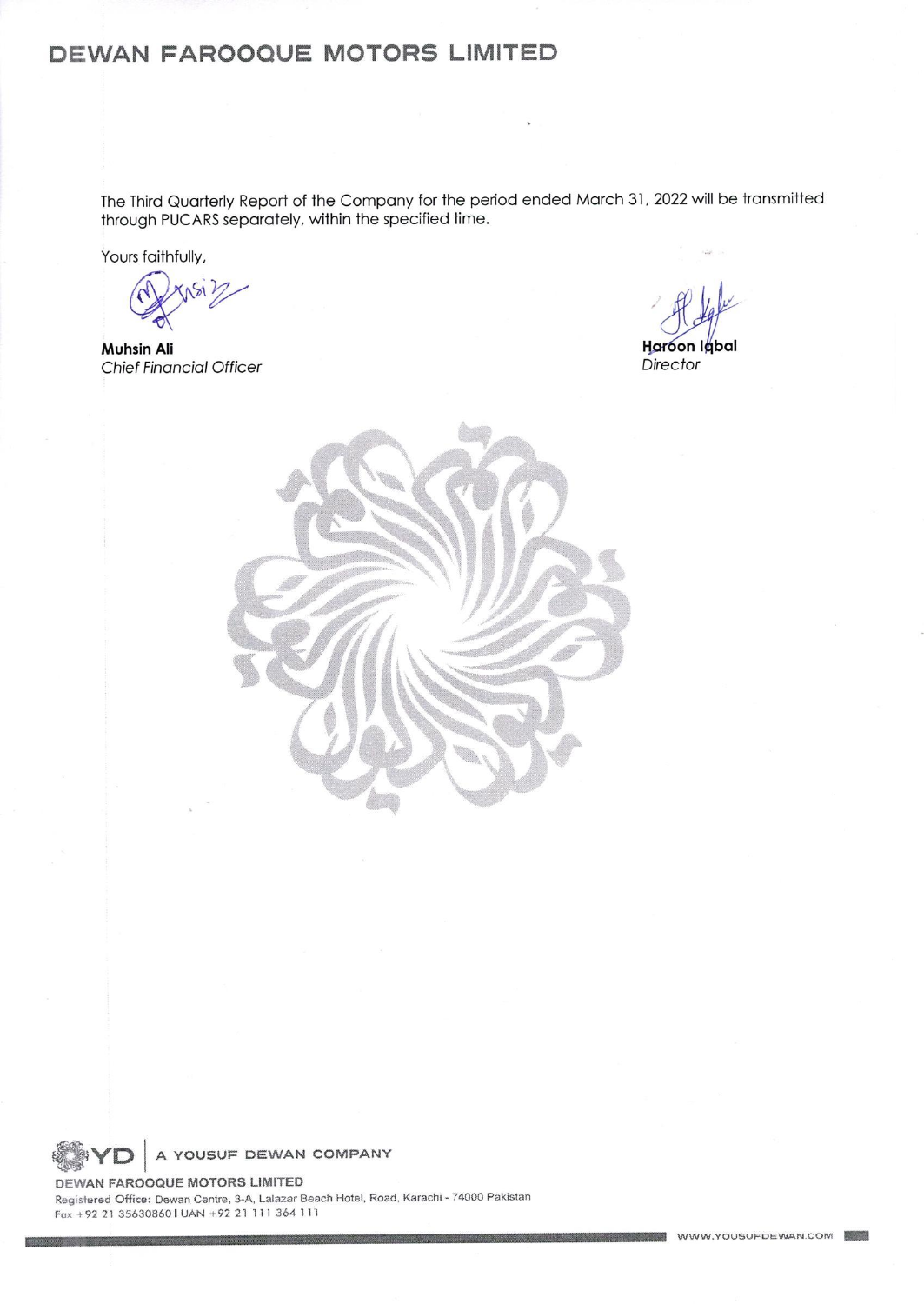# DEWAN FAROOQUE MOTORS LIMITED

The Third Quarterly Report of the Company for the period ended March 31, 2022 will be transmitted through PUCARS separately, within the specified time.

Yours faithfully,

**Muhsin Ali**
*Chief Financial Officer*

**Haroon Iqbal**
*Director*

YD | A YOUSUF DEWAN COMPANY

**DEWAN FAROOQUE MOTORS LIMITED**
Registered Office: Dewan Centre, 3-A, Lalazar Beach Hotel, Road, Karachi - 74000 Pakistan
Fax +92 21 35630860 | UAN +92 21 111 364 111

WWW.YOUSUFDEWAN.COM